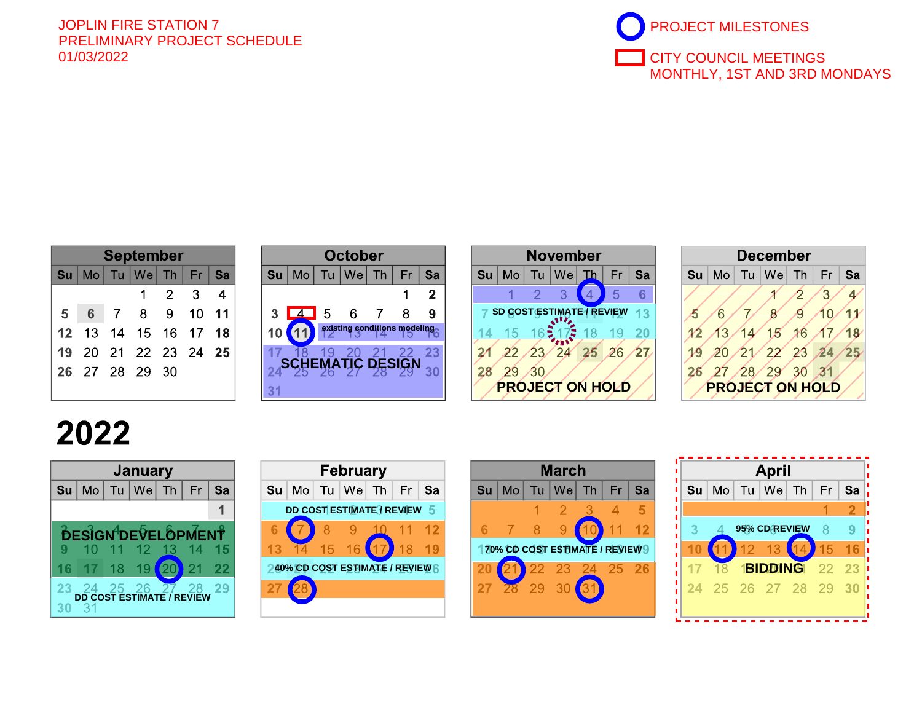JOPLIN FIRE STATION 7
PRELIMINARY PROJECT SCHEDULE
01/03/2022

PROJECT MILESTONES

CITY COUNCIL MEETINGS
MONTHLY, 1ST AND 3RD MONDAYS

## September

| Su | Mo | Tu | We | Th | Fr | Sa |
|---|---|---|---|---|---|---|
| | | | 1 | 2 | 3 | 4 |
| 5 | 6 | 7 | 8 | 9 | 10 | 11 |
| 12 | 13 | 14 | 15 | 16 | 17 | 18 |
| 19 | 20 | 21 | 22 | 23 | 24 | 25 |
| 26 | 27 | 28 | 29 | 30 | | |

## October

| Su | Mo | Tu | We | Th | Fr | Sa |
|---|---|---|---|---|---|---|
| | | | | | 1 | 2 |
| 3 | 4 | 5 | 6 | 7 | 8 | 9 |
| 10 | 11 | 12 | 13 | 14 | 15 | 16 |
| 17 | 18 | 19 | 20 | 21 | 22 | 23 |
| 24 | 25 | 26 | 27 | 28 | 29 | 30 |
| 31 | | | | | | |

existing conditions modeling

SCHEMATIC DESIGN

## November

| Su | Mo | Tu | We | Th | Fr | Sa |
|---|---|---|---|---|---|---|
| | 1 | 2 | 3 | 4 | 5 | 6 |
| 7 | 8 | 9 | 10 | 11 | 12 | 13 |
| 14 | 15 | 16 | 17 | 18 | 19 | 20 |
| 21 | 22 | 23 | 24 | 25 | 26 | 27 |
| 28 | 29 | 30 | | | | |

SD COST ESTIMATE / REVIEW

PROJECT ON HOLD

## December

| Su | Mo | Tu | We | Th | Fr | Sa |
|---|---|---|---|---|---|---|
| | | | 1 | 2 | 3 | 4 |
| 5 | 6 | 7 | 8 | 9 | 10 | 11 |
| 12 | 13 | 14 | 15 | 16 | 17 | 18 |
| 19 | 20 | 21 | 22 | 23 | 24 | 25 |
| 26 | 27 | 28 | 29 | 30 | 31 | |

PROJECT ON HOLD

# 2022

## January

| Su | Mo | Tu | We | Th | Fr | Sa |
|---|---|---|---|---|---|---|
| | | | | | | 1 |
| 2 | 3 | 4 | 5 | 6 | 7 | 8 |
| 9 | 10 | 11 | 12 | 13 | 14 | 15 |
| 16 | 17 | 18 | 19 | 20 | 21 | 22 |
| 23 | 24 | 25 | 26 | 27 | 28 | 29 |
| 30 | 31 | | | | | |

DESIGN DEVELOPMENT

DD COST ESTIMATE / REVIEW

## February

| Su | Mo | Tu | We | Th | Fr | Sa |
|---|---|---|---|---|---|---|
| | | 1 | 2 | 3 | 4 | 5 |
| 6 | 7 | 8 | 9 | 10 | 11 | 12 |
| 13 | 14 | 15 | 16 | 17 | 18 | 19 |
| 20 | 21 | 22 | 23 | 24 | 25 | 26 |
| 27 | 28 | | | | | |

DD COST ESTIMATE / REVIEW

40% CD COST ESTIMATE / REVIEW

## March

| Su | Mo | Tu | We | Th | Fr | Sa |
|---|---|---|---|---|---|---|
| | | 1 | 2 | 3 | 4 | 5 |
| 6 | 7 | 8 | 9 | 10 | 11 | 12 |
| 13 | 14 | 15 | 16 | 17 | 18 | 19 |
| 20 | 21 | 22 | 23 | 24 | 25 | 26 |
| 27 | 28 | 29 | 30 | 31 | | |

70% CD COST ESTIMATE / REVIEW

## April

| Su | Mo | Tu | We | Th | Fr | Sa |
|---|---|---|---|---|---|---|
| | | | | | 1 | 2 |
| 3 | 4 | 5 | 6 | 7 | 8 | 9 |
| 10 | 11 | 12 | 13 | 14 | 15 | 16 |
| 17 | 18 | 19 | 20 | 21 | 22 | 23 |
| 24 | 25 | 26 | 27 | 28 | 29 | 30 |

95% CD REVIEW

BIDDING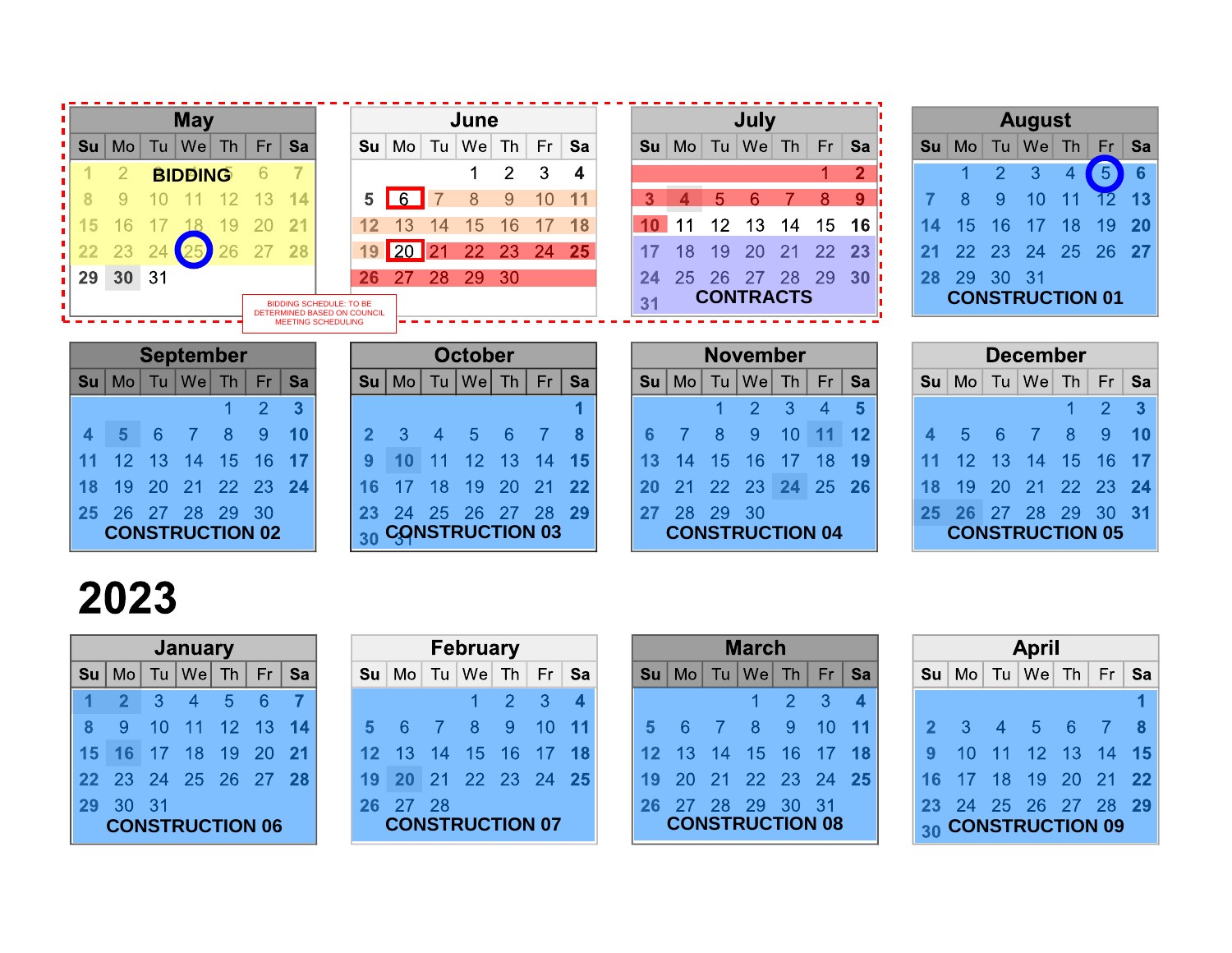## May

| Su | Mo | Tu | We | Th | Fr | Sa |
|---|---|---|---|---|---|---|
| 1 | 2 | 3 | 4 | 5 | 6 | 7 |
| 8 | 9 | 10 | 11 | 12 | 13 | 14 |
| 15 | 16 | 17 | 18 | 19 | 20 | 21 |
| 22 | 23 | 24 | 25 | 26 | 27 | 28 |
| 29 | 30 | 31 | | | | |

BIDDING

BIDDING SCHEDULE: TO BE DETERMINED BASED ON COUNCIL MEETING SCHEDULING

## June

| Su | Mo | Tu | We | Th | Fr | Sa |
|---|---|---|---|---|---|---|
| | | | 1 | 2 | 3 | 4 |
| 5 | 6 | 7 | 8 | 9 | 10 | 11 |
| 12 | 13 | 14 | 15 | 16 | 17 | 18 |
| 19 | 20 | 21 | 22 | 23 | 24 | 25 |
| 26 | 27 | 28 | 29 | 30 | | |

## July

| Su | Mo | Tu | We | Th | Fr | Sa |
|---|---|---|---|---|---|---|
| | | | | | 1 | 2 |
| 3 | 4 | 5 | 6 | 7 | 8 | 9 |
| 10 | 11 | 12 | 13 | 14 | 15 | 16 |
| 17 | 18 | 19 | 20 | 21 | 22 | 23 |
| 24 | 25 | 26 | 27 | 28 | 29 | 30 |
| 31 | | | | | | |

CONTRACTS

## August

| Su | Mo | Tu | We | Th | Fr | Sa |
|---|---|---|---|---|---|---|
| | 1 | 2 | 3 | 4 | 5 | 6 |
| 7 | 8 | 9 | 10 | 11 | 12 | 13 |
| 14 | 15 | 16 | 17 | 18 | 19 | 20 |
| 21 | 22 | 23 | 24 | 25 | 26 | 27 |
| 28 | 29 | 30 | 31 | | | |

CONSTRUCTION 01

## September

| Su | Mo | Tu | We | Th | Fr | Sa |
|---|---|---|---|---|---|---|
| | | | | 1 | 2 | 3 |
| 4 | 5 | 6 | 7 | 8 | 9 | 10 |
| 11 | 12 | 13 | 14 | 15 | 16 | 17 |
| 18 | 19 | 20 | 21 | 22 | 23 | 24 |
| 25 | 26 | 27 | 28 | 29 | 30 | |

CONSTRUCTION 02

## October

| Su | Mo | Tu | We | Th | Fr | Sa |
|---|---|---|---|---|---|---|
| | | | | | | 1 |
| 2 | 3 | 4 | 5 | 6 | 7 | 8 |
| 9 | 10 | 11 | 12 | 13 | 14 | 15 |
| 16 | 17 | 18 | 19 | 20 | 21 | 22 |
| 23 | 24 | 25 | 26 | 27 | 28 | 29 |
| 30 | 31 | | | | | |

CONSTRUCTION 03

## November

| Su | Mo | Tu | We | Th | Fr | Sa |
|---|---|---|---|---|---|---|
| | | 1 | 2 | 3 | 4 | 5 |
| 6 | 7 | 8 | 9 | 10 | 11 | 12 |
| 13 | 14 | 15 | 16 | 17 | 18 | 19 |
| 20 | 21 | 22 | 23 | 24 | 25 | 26 |
| 27 | 28 | 29 | 30 | | | |

CONSTRUCTION 04

## December

| Su | Mo | Tu | We | Th | Fr | Sa |
|---|---|---|---|---|---|---|
| | | | | 1 | 2 | 3 |
| 4 | 5 | 6 | 7 | 8 | 9 | 10 |
| 11 | 12 | 13 | 14 | 15 | 16 | 17 |
| 18 | 19 | 20 | 21 | 22 | 23 | 24 |
| 25 | 26 | 27 | 28 | 29 | 30 | 31 |

CONSTRUCTION 05

# 2023

## January

| Su | Mo | Tu | We | Th | Fr | Sa |
|---|---|---|---|---|---|---|
| 1 | 2 | 3 | 4 | 5 | 6 | 7 |
| 8 | 9 | 10 | 11 | 12 | 13 | 14 |
| 15 | 16 | 17 | 18 | 19 | 20 | 21 |
| 22 | 23 | 24 | 25 | 26 | 27 | 28 |
| 29 | 30 | 31 | | | | |

CONSTRUCTION 06

## February

| Su | Mo | Tu | We | Th | Fr | Sa |
|---|---|---|---|---|---|---|
| | | | 1 | 2 | 3 | 4 |
| 5 | 6 | 7 | 8 | 9 | 10 | 11 |
| 12 | 13 | 14 | 15 | 16 | 17 | 18 |
| 19 | 20 | 21 | 22 | 23 | 24 | 25 |
| 26 | 27 | 28 | | | | |

CONSTRUCTION 07

## March

| Su | Mo | Tu | We | Th | Fr | Sa |
|---|---|---|---|---|---|---|
| | | | 1 | 2 | 3 | 4 |
| 5 | 6 | 7 | 8 | 9 | 10 | 11 |
| 12 | 13 | 14 | 15 | 16 | 17 | 18 |
| 19 | 20 | 21 | 22 | 23 | 24 | 25 |
| 26 | 27 | 28 | 29 | 30 | 31 | |

CONSTRUCTION 08

## April

| Su | Mo | Tu | We | Th | Fr | Sa |
|---|---|---|---|---|---|---|
| | | | | | | 1 |
| 2 | 3 | 4 | 5 | 6 | 7 | 8 |
| 9 | 10 | 11 | 12 | 13 | 14 | 15 |
| 16 | 17 | 18 | 19 | 20 | 21 | 22 |
| 23 | 24 | 25 | 26 | 27 | 28 | 29 |
| 30 | | | | | | |

CONSTRUCTION 09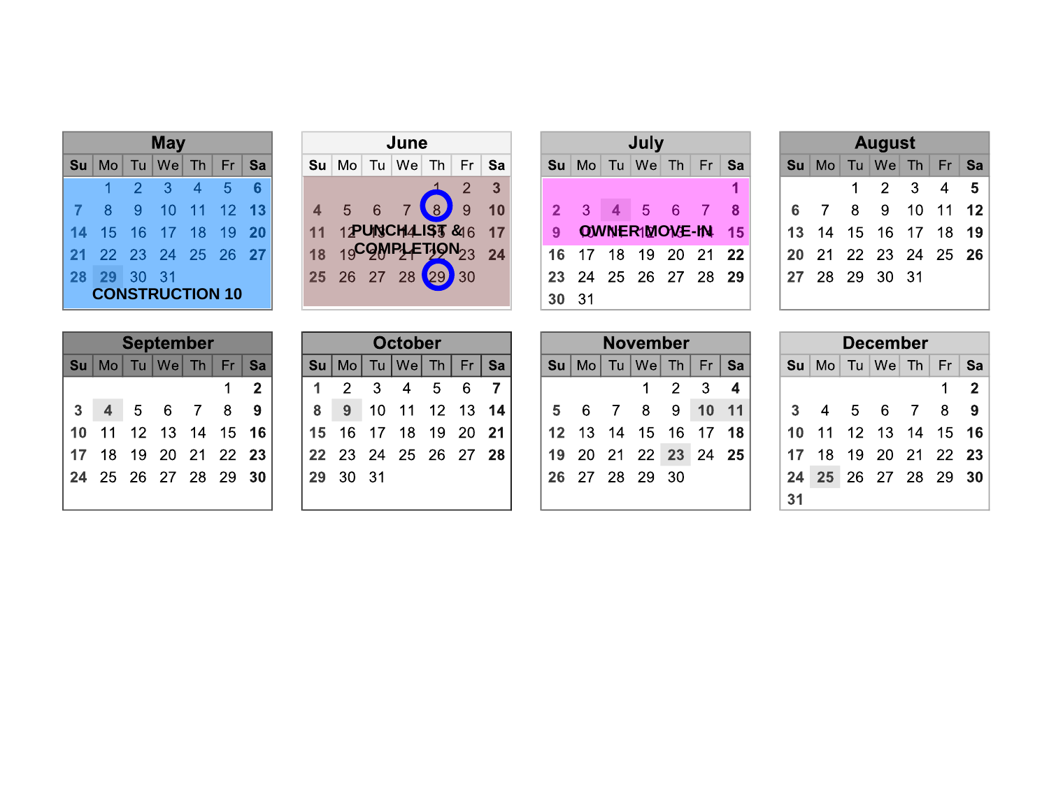## May

| Su | Mo | Tu | We | Th | Fr | Sa |
|---|---|---|---|---|---|---|
| | 1 | 2 | 3 | 4 | 5 | 6 |
| 7 | 8 | 9 | 10 | 11 | 12 | 13 |
| 14 | 15 | 16 | 17 | 18 | 19 | 20 |
| 21 | 22 | 23 | 24 | 25 | 26 | 27 |
| 28 | 29 | 30 | 31 | | | |

CONSTRUCTION 10

## June

| Su | Mo | Tu | We | Th | Fr | Sa |
|---|---|---|---|---|---|---|
| | | | | 1 | 2 | 3 |
| 4 | 5 | 6 | 7 | 8 | 9 | 10 |
| 11 | 12 | 13 | 14 | 15 | 16 | 17 |
| 18 | 19 | 20 | 21 | 22 | 23 | 24 |
| 25 | 26 | 27 | 28 | 29 | 30 | |

PUNCH LIST & COMPLETION

## July

| Su | Mo | Tu | We | Th | Fr | Sa |
|---|---|---|---|---|---|---|
| | | | | | | 1 |
| 2 | 3 | 4 | 5 | 6 | 7 | 8 |
| 9 | 10 | 11 | 12 | 13 | 14 | 15 |
| 16 | 17 | 18 | 19 | 20 | 21 | 22 |
| 23 | 24 | 25 | 26 | 27 | 28 | 29 |
| 30 | 31 | | | | | |

OWNER MOVE-IN

## August

| Su | Mo | Tu | We | Th | Fr | Sa |
|---|---|---|---|---|---|---|
| | | 1 | 2 | 3 | 4 | 5 |
| 6 | 7 | 8 | 9 | 10 | 11 | 12 |
| 13 | 14 | 15 | 16 | 17 | 18 | 19 |
| 20 | 21 | 22 | 23 | 24 | 25 | 26 |
| 27 | 28 | 29 | 30 | 31 | | |

## September

| Su | Mo | Tu | We | Th | Fr | Sa |
|---|---|---|---|---|---|---|
| | | | | | 1 | 2 |
| 3 | 4 | 5 | 6 | 7 | 8 | 9 |
| 10 | 11 | 12 | 13 | 14 | 15 | 16 |
| 17 | 18 | 19 | 20 | 21 | 22 | 23 |
| 24 | 25 | 26 | 27 | 28 | 29 | 30 |

## October

| Su | Mo | Tu | We | Th | Fr | Sa |
|---|---|---|---|---|---|---|
| 1 | 2 | 3 | 4 | 5 | 6 | 7 |
| 8 | 9 | 10 | 11 | 12 | 13 | 14 |
| 15 | 16 | 17 | 18 | 19 | 20 | 21 |
| 22 | 23 | 24 | 25 | 26 | 27 | 28 |
| 29 | 30 | 31 | | | | |

## November

| Su | Mo | Tu | We | Th | Fr | Sa |
|---|---|---|---|---|---|---|
| | | | 1 | 2 | 3 | 4 |
| 5 | 6 | 7 | 8 | 9 | 10 | 11 |
| 12 | 13 | 14 | 15 | 16 | 17 | 18 |
| 19 | 20 | 21 | 22 | 23 | 24 | 25 |
| 26 | 27 | 28 | 29 | 30 | | |

## December

| Su | Mo | Tu | We | Th | Fr | Sa |
|---|---|---|---|---|---|---|
| | | | | | 1 | 2 |
| 3 | 4 | 5 | 6 | 7 | 8 | 9 |
| 10 | 11 | 12 | 13 | 14 | 15 | 16 |
| 17 | 18 | 19 | 20 | 21 | 22 | 23 |
| 24 | 25 | 26 | 27 | 28 | 29 | 30 |
| 31 | | | | | | |